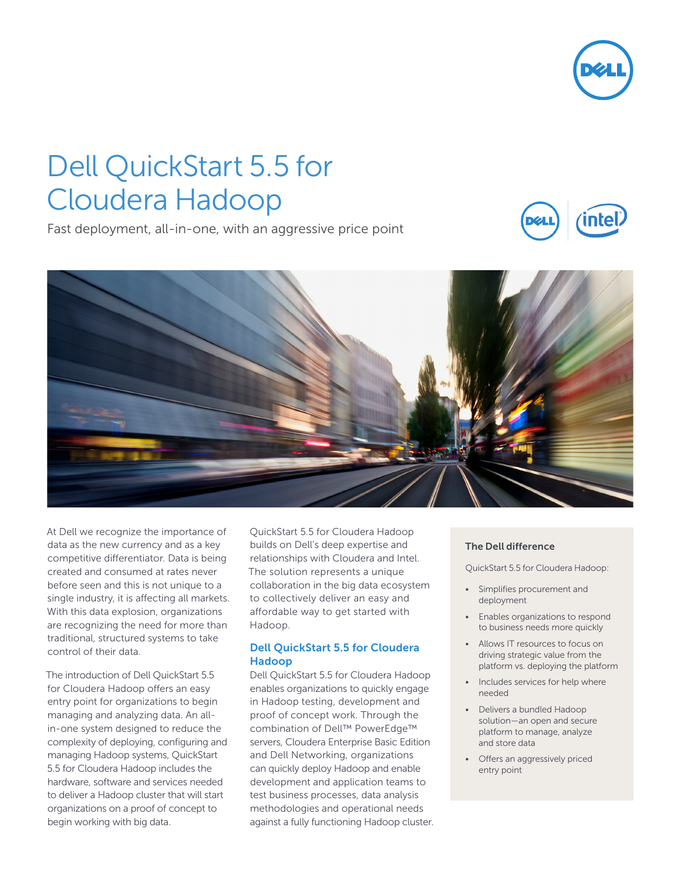# Dell QuickStart 5.5 for Cloudera Hadoop

Fast deployment, all-in-one, with an aggressive price point

At Dell we recognize the importance of data as the new currency and as a key competitive differentiator. Data is being created and consumed at rates never before seen and this is not unique to a single industry, it is affecting all markets. With this data explosion, organizations are recognizing the need for more than traditional, structured systems to take control of their data.

The introduction of Dell QuickStart 5.5 for Cloudera Hadoop offers an easy entry point for organizations to begin managing and analyzing data. An all-in-one system designed to reduce the complexity of deploying, configuring and managing Hadoop systems, QuickStart 5.5 for Cloudera Hadoop includes the hardware, software and services needed to deliver a Hadoop cluster that will start organizations on a proof of concept to begin working with big data.

QuickStart 5.5 for Cloudera Hadoop builds on Dell's deep expertise and relationships with Cloudera and Intel. The solution represents a unique collaboration in the big data ecosystem to collectively deliver an easy and affordable way to get started with Hadoop.

## Dell QuickStart 5.5 for Cloudera Hadoop

Dell QuickStart 5.5 for Cloudera Hadoop enables organizations to quickly engage in Hadoop testing, development and proof of concept work. Through the combination of Dell™ PowerEdge™ servers, Cloudera Enterprise Basic Edition and Dell Networking, organizations can quickly deploy Hadoop and enable development and application teams to test business processes, data analysis methodologies and operational needs against a fully functioning Hadoop cluster.

### The Dell difference

QuickStart 5.5 for Cloudera Hadoop:

- Simplifies procurement and deployment
- Enables organizations to respond to business needs more quickly
- Allows IT resources to focus on driving strategic value from the platform vs. deploying the platform
- Includes services for help where needed
- Delivers a bundled Hadoop solution—an open and secure platform to manage, analyze and store data
- Offers an aggressively priced entry point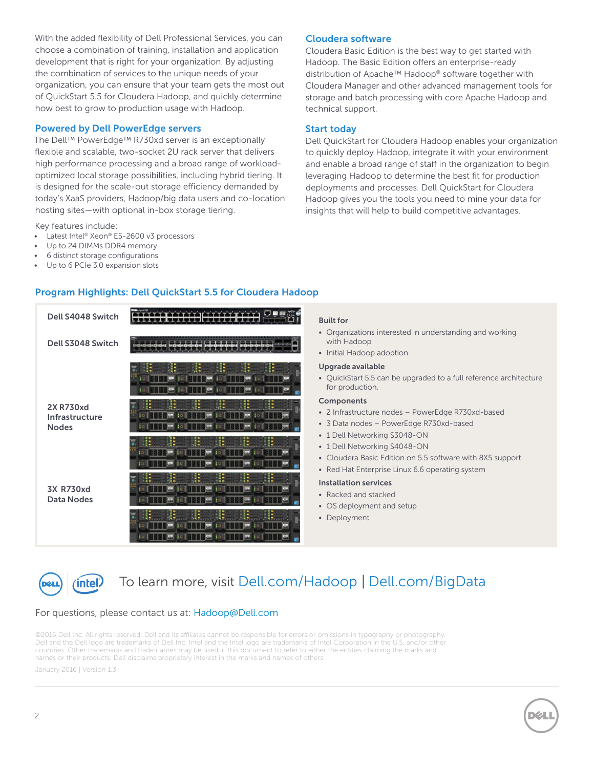With the added flexibility of Dell Professional Services, you can choose a combination of training, installation and application development that is right for your organization. By adjusting the combination of services to the unique needs of your organization, you can ensure that your team gets the most out of QuickStart 5.5 for Cloudera Hadoop, and quickly determine how best to grow to production usage with Hadoop.

## Powered by Dell PowerEdge servers

The Dell™ PowerEdge™ R730xd server is an exceptionally flexible and scalable, two-socket 2U rack server that delivers high performance processing and a broad range of workload-optimized local storage possibilities, including hybrid tiering. It is designed for the scale-out storage efficiency demanded by today's XaaS providers, Hadoop/big data users and co-location hosting sites—with optional in-box storage tiering.

Key features include:

- Latest Intel® Xeon® E5-2600 v3 processors
- Up to 24 DIMMs DDR4 memory
- 6 distinct storage configurations
- Up to 6 PCIe 3.0 expansion slots

## Cloudera software

Cloudera Basic Edition is the best way to get started with Hadoop. The Basic Edition offers an enterprise-ready distribution of Apache™ Hadoop® software together with Cloudera Manager and other advanced management tools for storage and batch processing with core Apache Hadoop and technical support.

## Start today

Dell QuickStart for Cloudera Hadoop enables your organization to quickly deploy Hadoop, integrate it with your environment and enable a broad range of staff in the organization to begin leveraging Hadoop to determine the best fit for production deployments and processes. Dell QuickStart for Cloudera Hadoop gives you the tools you need to mine your data for insights that will help to build competitive advantages.

## Program Highlights: Dell QuickStart 5.5 for Cloudera Hadoop

**Dell S4048 Switch**

**Dell S3048 Switch**

**2X R730xd Infrastructure Nodes**

**3X R730xd Data Nodes**

**Built for**

- Organizations interested in understanding and working with Hadoop
- Initial Hadoop adoption

**Upgrade available**

- QuickStart 5.5 can be upgraded to a full reference architecture for production.

**Components**

- 2 Infrastructure nodes – PowerEdge R730xd-based
- 3 Data nodes – PowerEdge R730xd-based
- 1 Dell Networking S3048-ON
- 1 Dell Networking S4048-ON
- Cloudera Basic Edition on 5.5 software with 8X5 support
- Red Hat Enterprise Linux 6.6 operating system

**Installation services**

- Racked and stacked
- OS deployment and setup
- Deployment

To learn more, visit Dell.com/Hadoop | Dell.com/BigData

For questions, please contact us at: Hadoop@Dell.com

©2016 Dell Inc. All rights reserved. Dell and its affiliates cannot be responsible for errors or omissions in typography or photography. Dell and the Dell logo are trademarks of Dell Inc. Intel and the Intel logo are trademarks of Intel Corporation in the U.S. and/or other countries. Other trademarks and trade names may be used in this document to refer to either the entities claiming the marks and names or their products. Dell disclaims proprietary interest in the marks and names of others.

January 2016 | Version 1.3